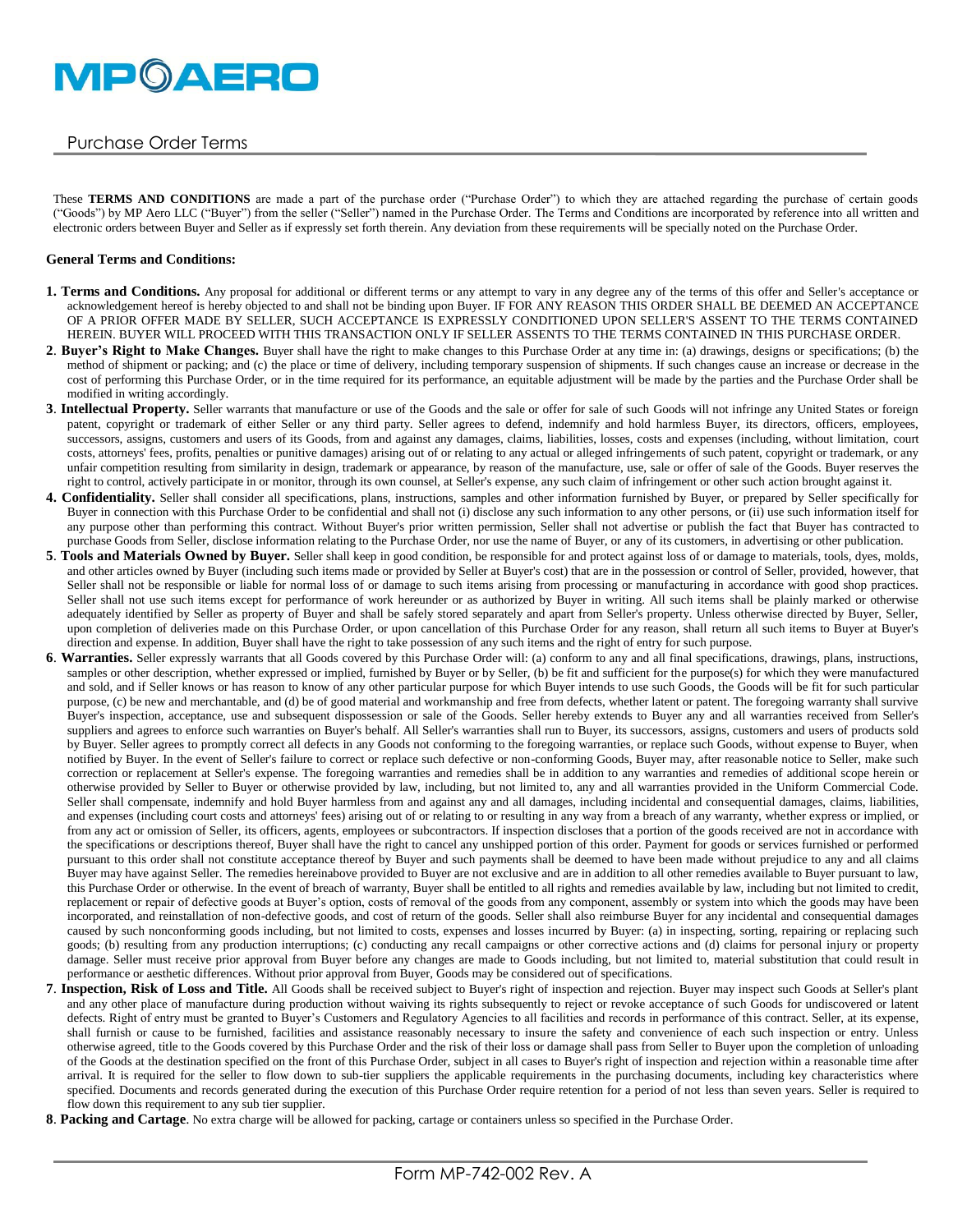# MP AERO

## Purchase Order Terms

These **TERMS AND CONDITIONS** are made a part of the purchase order ("Purchase Order") to which they are attached regarding the purchase of certain goods ("Goods") by MP Aero LLC ("Buyer") from the seller ("Seller") named in the Purchase Order. The Terms and Conditions are incorporated by reference into all written and electronic orders between Buyer and Seller as if expressly set forth therein. Any deviation from these requirements will be specially noted on the Purchase Order.

**General Terms and Conditions:**

**1. Terms and Conditions.** Any proposal for additional or different terms or any attempt to vary in any degree any of the terms of this offer and Seller's acceptance or acknowledgement hereof is hereby objected to and shall not be binding upon Buyer. IF FOR ANY REASON THIS ORDER SHALL BE DEEMED AN ACCEPTANCE OF A PRIOR OFFER MADE BY SELLER, SUCH ACCEPTANCE IS EXPRESSLY CONDITIONED UPON SELLER'S ASSENT TO THE TERMS CONTAINED HEREIN. BUYER WILL PROCEED WITH THIS TRANSACTION ONLY IF SELLER ASSENTS TO THE TERMS CONTAINED IN THIS PURCHASE ORDER.

**2**. **Buyer's Right to Make Changes.** Buyer shall have the right to make changes to this Purchase Order at any time in: (a) drawings, designs or specifications; (b) the method of shipment or packing; and (c) the place or time of delivery, including temporary suspension of shipments. If such changes cause an increase or decrease in the cost of performing this Purchase Order, or in the time required for its performance, an equitable adjustment will be made by the parties and the Purchase Order shall be modified in writing accordingly.

**3**. **Intellectual Property.** Seller warrants that manufacture or use of the Goods and the sale or offer for sale of such Goods will not infringe any United States or foreign patent, copyright or trademark of either Seller or any third party. Seller agrees to defend, indemnify and hold harmless Buyer, its directors, officers, employees, successors, assigns, customers and users of its Goods, from and against any damages, claims, liabilities, losses, costs and expenses (including, without limitation, court costs, attorneys' fees, profits, penalties or punitive damages) arising out of or relating to any actual or alleged infringements of such patent, copyright or trademark, or any unfair competition resulting from similarity in design, trademark or appearance, by reason of the manufacture, use, sale or offer of sale of the Goods. Buyer reserves the right to control, actively participate in or monitor, through its own counsel, at Seller's expense, any such claim of infringement or other such action brought against it.

**4. Confidentiality.** Seller shall consider all specifications, plans, instructions, samples and other information furnished by Buyer, or prepared by Seller specifically for Buyer in connection with this Purchase Order to be confidential and shall not (i) disclose any such information to any other persons, or (ii) use such information itself for any purpose other than performing this contract. Without Buyer's prior written permission, Seller shall not advertise or publish the fact that Buyer has contracted to purchase Goods from Seller, disclose information relating to the Purchase Order, nor use the name of Buyer, or any of its customers, in advertising or other publication.

**5**. **Tools and Materials Owned by Buyer.** Seller shall keep in good condition, be responsible for and protect against loss of or damage to materials, tools, dyes, molds, and other articles owned by Buyer (including such items made or provided by Seller at Buyer's cost) that are in the possession or control of Seller, provided, however, that Seller shall not be responsible or liable for normal loss of or damage to such items arising from processing or manufacturing in accordance with good shop practices. Seller shall not use such items except for performance of work hereunder or as authorized by Buyer in writing. All such items shall be plainly marked or otherwise adequately identified by Seller as property of Buyer and shall be safely stored separately and apart from Seller's property. Unless otherwise directed by Buyer, Seller, upon completion of deliveries made on this Purchase Order, or upon cancellation of this Purchase Order for any reason, shall return all such items to Buyer at Buyer's direction and expense. In addition, Buyer shall have the right to take possession of any such items and the right of entry for such purpose.

**6**. **Warranties.** Seller expressly warrants that all Goods covered by this Purchase Order will: (a) conform to any and all final specifications, drawings, plans, instructions, samples or other description, whether expressed or implied, furnished by Buyer or by Seller, (b) be fit and sufficient for the purpose(s) for which they were manufactured and sold, and if Seller knows or has reason to know of any other particular purpose for which Buyer intends to use such Goods, the Goods will be fit for such particular purpose, (c) be new and merchantable, and (d) be of good material and workmanship and free from defects, whether latent or patent. The foregoing warranty shall survive Buyer's inspection, acceptance, use and subsequent dispossession or sale of the Goods. Seller hereby extends to Buyer any and all warranties received from Seller's suppliers and agrees to enforce such warranties on Buyer's behalf. All Seller's warranties shall run to Buyer, its successors, assigns, customers and users of products sold by Buyer. Seller agrees to promptly correct all defects in any Goods not conforming to the foregoing warranties, or replace such Goods, without expense to Buyer, when notified by Buyer. In the event of Seller's failure to correct or replace such defective or non-conforming Goods, Buyer may, after reasonable notice to Seller, make such correction or replacement at Seller's expense. The foregoing warranties and remedies shall be in addition to any warranties and remedies of additional scope herein or otherwise provided by Seller to Buyer or otherwise provided by law, including, but not limited to, any and all warranties provided in the Uniform Commercial Code. Seller shall compensate, indemnify and hold Buyer harmless from and against any and all damages, including incidental and consequential damages, claims, liabilities, and expenses (including court costs and attorneys' fees) arising out of or relating to or resulting in any way from a breach of any warranty, whether express or implied, or from any act or omission of Seller, its officers, agents, employees or subcontractors. If inspection discloses that a portion of the goods received are not in accordance with the specifications or descriptions thereof, Buyer shall have the right to cancel any unshipped portion of this order. Payment for goods or services furnished or performed pursuant to this order shall not constitute acceptance thereof by Buyer and such payments shall be deemed to have been made without prejudice to any and all claims Buyer may have against Seller. The remedies hereinabove provided to Buyer are not exclusive and are in addition to all other remedies available to Buyer pursuant to law, this Purchase Order or otherwise. In the event of breach of warranty, Buyer shall be entitled to all rights and remedies available by law, including but not limited to credit, replacement or repair of defective goods at Buyer's option, costs of removal of the goods from any component, assembly or system into which the goods may have been incorporated, and reinstallation of non-defective goods, and cost of return of the goods. Seller shall also reimburse Buyer for any incidental and consequential damages caused by such nonconforming goods including, but not limited to costs, expenses and losses incurred by Buyer: (a) in inspecting, sorting, repairing or replacing such goods; (b) resulting from any production interruptions; (c) conducting any recall campaigns or other corrective actions and (d) claims for personal injury or property damage. Seller must receive prior approval from Buyer before any changes are made to Goods including, but not limited to, material substitution that could result in performance or aesthetic differences. Without prior approval from Buyer, Goods may be considered out of specifications.

**7**. **Inspection, Risk of Loss and Title.** All Goods shall be received subject to Buyer's right of inspection and rejection. Buyer may inspect such Goods at Seller's plant and any other place of manufacture during production without waiving its rights subsequently to reject or revoke acceptance of such Goods for undiscovered or latent defects. Right of entry must be granted to Buyer's Customers and Regulatory Agencies to all facilities and records in performance of this contract. Seller, at its expense, shall furnish or cause to be furnished, facilities and assistance reasonably necessary to insure the safety and convenience of each such inspection or entry. Unless otherwise agreed, title to the Goods covered by this Purchase Order and the risk of their loss or damage shall pass from Seller to Buyer upon the completion of unloading of the Goods at the destination specified on the front of this Purchase Order, subject in all cases to Buyer's right of inspection and rejection within a reasonable time after arrival. It is required for the seller to flow down to sub-tier suppliers the applicable requirements in the purchasing documents, including key characteristics where specified. Documents and records generated during the execution of this Purchase Order require retention for a period of not less than seven years. Seller is required to flow down this requirement to any sub tier supplier.

**8**. **Packing and Cartage**. No extra charge will be allowed for packing, cartage or containers unless so specified in the Purchase Order.

Form MP-742-002 Rev. A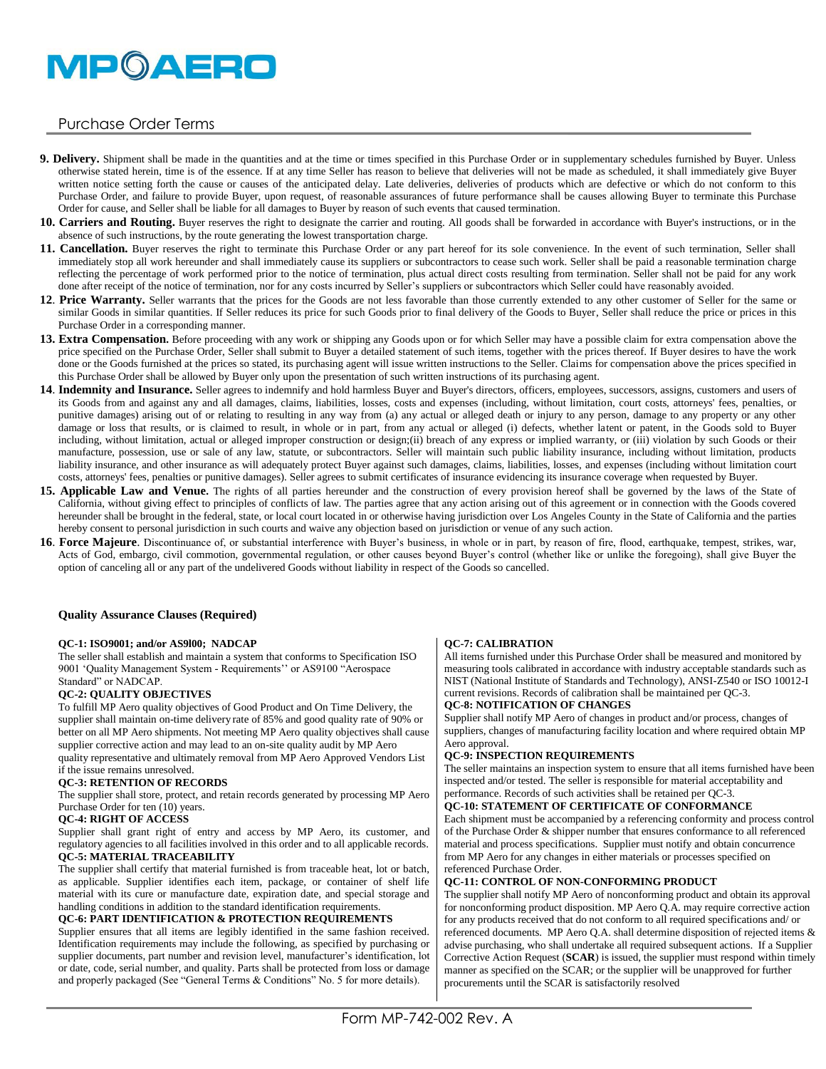# MP AERO

## Purchase Order Terms

**9. Delivery.** Shipment shall be made in the quantities and at the time or times specified in this Purchase Order or in supplementary schedules furnished by Buyer. Unless otherwise stated herein, time is of the essence. If at any time Seller has reason to believe that deliveries will not be made as scheduled, it shall immediately give Buyer written notice setting forth the cause or causes of the anticipated delay. Late deliveries, deliveries of products which are defective or which do not conform to this Purchase Order, and failure to provide Buyer, upon request, of reasonable assurances of future performance shall be causes allowing Buyer to terminate this Purchase Order for cause, and Seller shall be liable for all damages to Buyer by reason of such events that caused termination.

**10. Carriers and Routing.** Buyer reserves the right to designate the carrier and routing. All goods shall be forwarded in accordance with Buyer's instructions, or in the absence of such instructions, by the route generating the lowest transportation charge.

**11. Cancellation.** Buyer reserves the right to terminate this Purchase Order or any part hereof for its sole convenience. In the event of such termination, Seller shall immediately stop all work hereunder and shall immediately cause its suppliers or subcontractors to cease such work. Seller shall be paid a reasonable termination charge reflecting the percentage of work performed prior to the notice of termination, plus actual direct costs resulting from termination. Seller shall not be paid for any work done after receipt of the notice of termination, nor for any costs incurred by Seller's suppliers or subcontractors which Seller could have reasonably avoided.

**12. Price Warranty.** Seller warrants that the prices for the Goods are not less favorable than those currently extended to any other customer of Seller for the same or similar Goods in similar quantities. If Seller reduces its price for such Goods prior to final delivery of the Goods to Buyer, Seller shall reduce the price or prices in this Purchase Order in a corresponding manner.

**13. Extra Compensation.** Before proceeding with any work or shipping any Goods upon or for which Seller may have a possible claim for extra compensation above the price specified on the Purchase Order, Seller shall submit to Buyer a detailed statement of such items, together with the prices thereof. If Buyer desires to have the work done or the Goods furnished at the prices so stated, its purchasing agent will issue written instructions to the Seller. Claims for compensation above the prices specified in this Purchase Order shall be allowed by Buyer only upon the presentation of such written instructions of its purchasing agent.

**14. Indemnity and Insurance.** Seller agrees to indemnify and hold harmless Buyer and Buyer's directors, officers, employees, successors, assigns, customers and users of its Goods from and against any and all damages, claims, liabilities, losses, costs and expenses (including, without limitation, court costs, attorneys' fees, penalties, or punitive damages) arising out of or relating to resulting in any way from (a) any actual or alleged death or injury to any person, damage to any property or any other damage or loss that results, or is claimed to result, in whole or in part, from any actual or alleged (i) defects, whether latent or patent, in the Goods sold to Buyer including, without limitation, actual or alleged improper construction or design;(ii) breach of any express or implied warranty, or (iii) violation by such Goods or their manufacture, possession, use or sale of any law, statute, or subcontractors. Seller will maintain such public liability insurance, including without limitation, products liability insurance, and other insurance as will adequately protect Buyer against such damages, claims, liabilities, losses, and expenses (including without limitation court costs, attorneys' fees, penalties or punitive damages). Seller agrees to submit certificates of insurance evidencing its insurance coverage when requested by Buyer.

**15. Applicable Law and Venue.** The rights of all parties hereunder and the construction of every provision hereof shall be governed by the laws of the State of California, without giving effect to principles of conflicts of law. The parties agree that any action arising out of this agreement or in connection with the Goods covered hereunder shall be brought in the federal, state, or local court located in or otherwise having jurisdiction over Los Angeles County in the State of California and the parties hereby consent to personal jurisdiction in such courts and waive any objection based on jurisdiction or venue of any such action.

**16. Force Majeure**. Discontinuance of, or substantial interference with Buyer's business, in whole or in part, by reason of fire, flood, earthquake, tempest, strikes, war, Acts of God, embargo, civil commotion, governmental regulation, or other causes beyond Buyer's control (whether like or unlike the foregoing), shall give Buyer the option of canceling all or any part of the undelivered Goods without liability in respect of the Goods so cancelled.

### Quality Assurance Clauses (Required)

**QC-1: ISO9001; and/or AS9l00; NADCAP**
The seller shall establish and maintain a system that conforms to Specification ISO 9001 'Quality Management System - Requirements'' or AS9100 "Aerospace Standard" or NADCAP.

**QC-2: QUALITY OBJECTIVES**
To fulfill MP Aero quality objectives of Good Product and On Time Delivery, the supplier shall maintain on-time delivery rate of 85% and good quality rate of 90% or better on all MP Aero shipments. Not meeting MP Aero quality objectives shall cause supplier corrective action and may lead to an on-site quality audit by MP Aero quality representative and ultimately removal from MP Aero Approved Vendors List if the issue remains unresolved.

**QC-3: RETENTION OF RECORDS**
The supplier shall store, protect, and retain records generated by processing MP Aero Purchase Order for ten (10) years.

**QC-4: RIGHT OF ACCESS**
Supplier shall grant right of entry and access by MP Aero, its customer, and regulatory agencies to all facilities involved in this order and to all applicable records.

**QC-5: MATERIAL TRACEABILITY**
The supplier shall certify that material furnished is from traceable heat, lot or batch, as applicable. Supplier identifies each item, package, or container of shelf life material with its cure or manufacture date, expiration date, and special storage and handling conditions in addition to the standard identification requirements.

**QC-6: PART IDENTIFICATION & PROTECTION REQUIREMENTS**
Supplier ensures that all items are legibly identified in the same fashion received. Identification requirements may include the following, as specified by purchasing or supplier documents, part number and revision level, manufacturer's identification, lot or date, code, serial number, and quality. Parts shall be protected from loss or damage and properly packaged (See "General Terms & Conditions" No. 5 for more details).

**QC-7: CALIBRATION**
All items furnished under this Purchase Order shall be measured and monitored by measuring tools calibrated in accordance with industry acceptable standards such as NIST (National Institute of Standards and Technology), ANSI-Z540 or ISO 10012-I current revisions. Records of calibration shall be maintained per QC-3.

**QC-8: NOTIFICATION OF CHANGES**
Supplier shall notify MP Aero of changes in product and/or process, changes of suppliers, changes of manufacturing facility location and where required obtain MP Aero approval.

**QC-9: INSPECTION REQUIREMENTS**
The seller maintains an inspection system to ensure that all items furnished have been inspected and/or tested. The seller is responsible for material acceptability and performance. Records of such activities shall be retained per QC-3.

**QC-10: STATEMENT OF CERTIFICATE OF CONFORMANCE**
Each shipment must be accompanied by a referencing conformity and process control of the Purchase Order & shipper number that ensures conformance to all referenced material and process specifications. Supplier must notify and obtain concurrence from MP Aero for any changes in either materials or processes specified on referenced Purchase Order.

**QC-11: CONTROL OF NON-CONFORMING PRODUCT**
The supplier shall notify MP Aero of nonconforming product and obtain its approval for nonconforming product disposition. MP Aero Q.A. may require corrective action for any products received that do not conform to all required specifications and/ or referenced documents. MP Aero Q.A. shall determine disposition of rejected items & advise purchasing, who shall undertake all required subsequent actions. If a Supplier Corrective Action Request (**SCAR**) is issued, the supplier must respond within timely manner as specified on the SCAR; or the supplier will be unapproved for further procurements until the SCAR is satisfactorily resolved

Form MP-742-002 Rev. A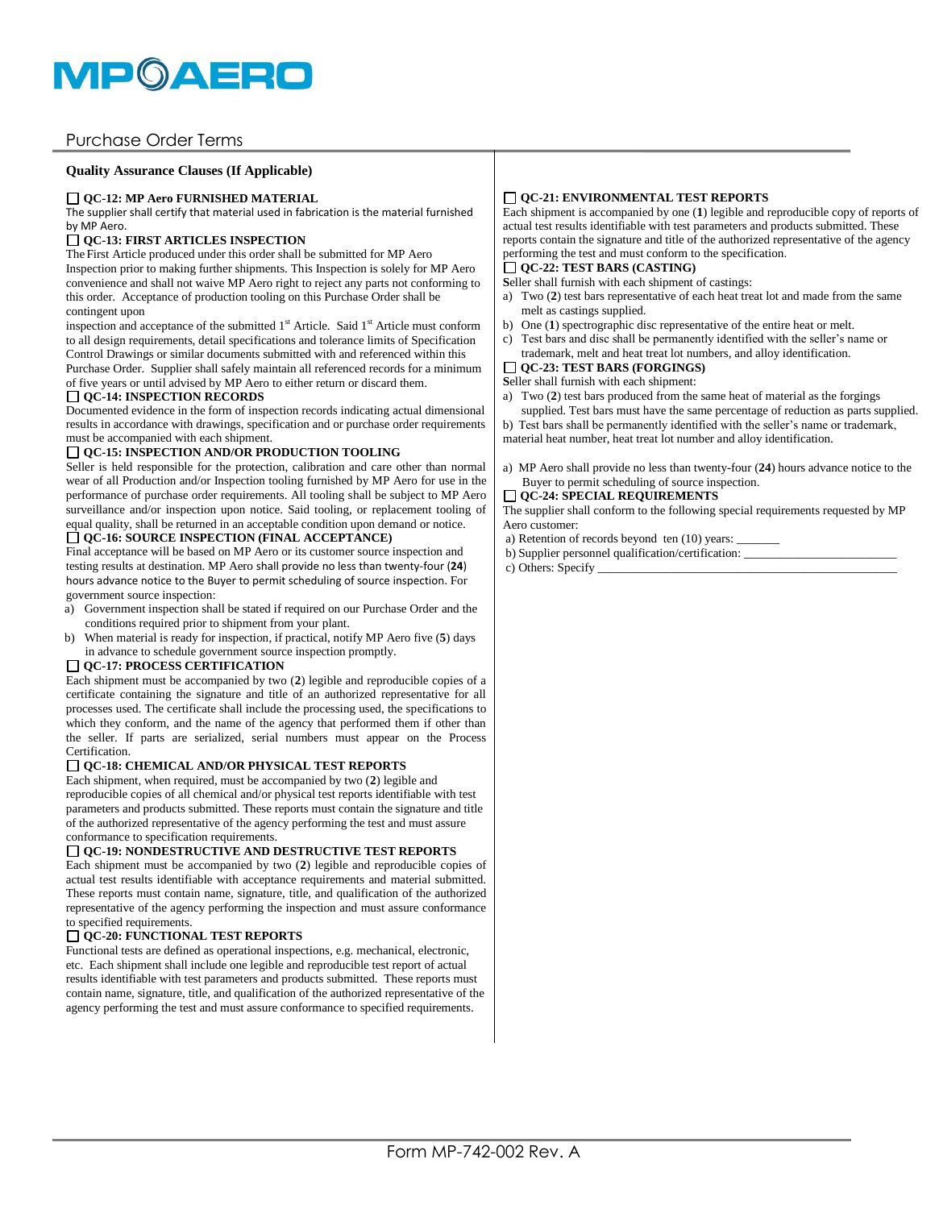# MP AERO

## Purchase Order Terms

### Quality Assurance Clauses (If Applicable)

☐ **QC-12: MP Aero FURNISHED MATERIAL**
The supplier shall certify that material used in fabrication is the material furnished by MP Aero.

☐ **QC-13: FIRST ARTICLES INSPECTION**
The First Article produced under this order shall be submitted for MP Aero Inspection prior to making further shipments. This Inspection is solely for MP Aero convenience and shall not waive MP Aero right to reject any parts not conforming to this order. Acceptance of production tooling on this Purchase Order shall be contingent upon inspection and acceptance of the submitted 1st Article. Said 1st Article must conform to all design requirements, detail specifications and tolerance limits of Specification Control Drawings or similar documents submitted with and referenced within this Purchase Order. Supplier shall safely maintain all referenced records for a minimum of five years or until advised by MP Aero to either return or discard them.

☐ **QC-14: INSPECTION RECORDS**
Documented evidence in the form of inspection records indicating actual dimensional results in accordance with drawings, specification and or purchase order requirements must be accompanied with each shipment.

☐ **QC-15: INSPECTION AND/OR PRODUCTION TOOLING**
Seller is held responsible for the protection, calibration and care other than normal wear of all Production and/or Inspection tooling furnished by MP Aero for use in the performance of purchase order requirements. All tooling shall be subject to MP Aero surveillance and/or inspection upon notice. Said tooling, or replacement tooling of equal quality, shall be returned in an acceptable condition upon demand or notice.

☐ **QC-16: SOURCE INSPECTION (FINAL ACCEPTANCE)**
Final acceptance will be based on MP Aero or its customer source inspection and testing results at destination. MP Aero shall provide no less than twenty-four (**24**) hours advance notice to the Buyer to permit scheduling of source inspection. For government source inspection:

a) Government inspection shall be stated if required on our Purchase Order and the conditions required prior to shipment from your plant.
b) When material is ready for inspection, if practical, notify MP Aero five (**5**) days in advance to schedule government source inspection promptly.

☐ **QC-17: PROCESS CERTIFICATION**
Each shipment must be accompanied by two (**2**) legible and reproducible copies of a certificate containing the signature and title of an authorized representative for all processes used. The certificate shall include the processing used, the specifications to which they conform, and the name of the agency that performed them if other than the seller. If parts are serialized, serial numbers must appear on the Process Certification.

☐ **QC-18: CHEMICAL AND/OR PHYSICAL TEST REPORTS**
Each shipment, when required, must be accompanied by two (**2**) legible and reproducible copies of all chemical and/or physical test reports identifiable with test parameters and products submitted. These reports must contain the signature and title of the authorized representative of the agency performing the test and must assure conformance to specification requirements.

☐ **QC-19: NONDESTRUCTIVE AND DESTRUCTIVE TEST REPORTS**
Each shipment must be accompanied by two (**2**) legible and reproducible copies of actual test results identifiable with acceptance requirements and material submitted. These reports must contain name, signature, title, and qualification of the authorized representative of the agency performing the inspection and must assure conformance to specified requirements.

☐ **QC-20: FUNCTIONAL TEST REPORTS**
Functional tests are defined as operational inspections, e.g. mechanical, electronic, etc. Each shipment shall include one legible and reproducible test report of actual results identifiable with test parameters and products submitted. These reports must contain name, signature, title, and qualification of the authorized representative of the agency performing the test and must assure conformance to specified requirements.

☐ **QC-21: ENVIRONMENTAL TEST REPORTS**
Each shipment is accompanied by one (**1**) legible and reproducible copy of reports of actual test results identifiable with test parameters and products submitted. These reports contain the signature and title of the authorized representative of the agency performing the test and must conform to the specification.

☐ **QC-22: TEST BARS (CASTING)**
Seller shall furnish with each shipment of castings:

a) Two (**2**) test bars representative of each heat treat lot and made from the same melt as castings supplied.
b) One (**1**) spectrographic disc representative of the entire heat or melt.
c) Test bars and disc shall be permanently identified with the seller's name or trademark, melt and heat treat lot numbers, and alloy identification.

☐ **QC-23: TEST BARS (FORGINGS)**
Seller shall furnish with each shipment:

a) Two (**2**) test bars produced from the same heat of material as the forgings supplied. Test bars must have the same percentage of reduction as parts supplied.
b) Test bars shall be permanently identified with the seller's name or trademark, material heat number, heat treat lot number and alloy identification.

a) MP Aero shall provide no less than twenty-four (**24**) hours advance notice to the Buyer to permit scheduling of source inspection.

☐ **QC-24: SPECIAL REQUIREMENTS**
The supplier shall conform to the following special requirements requested by MP Aero customer:

a) Retention of records beyond ten (10) years: _______
b) Supplier personnel qualification/certification: ________________________
c) Others: Specify ________________________________________________

Form MP-742-002 Rev. A